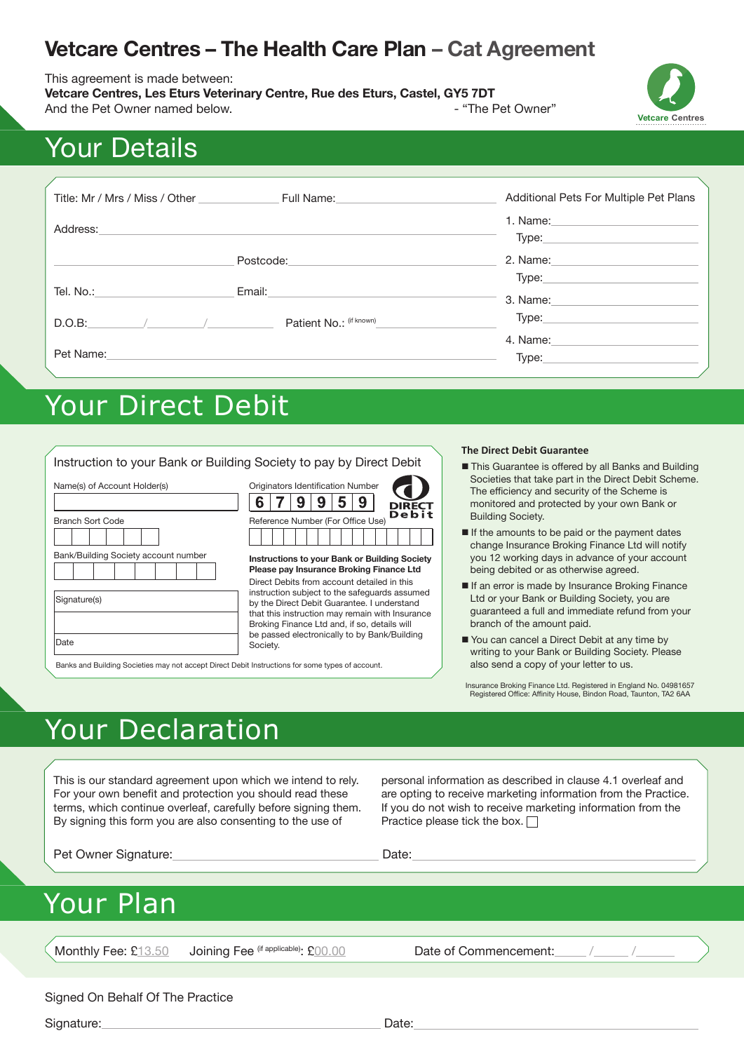# Vetcare Centres – The Health Care Plan – Cat Agreement

This agreement is made between:
**Vetcare Centres, Les Eturs Veterinary Centre, Rue des Eturs, Castel, GY5 7DT**
And the Pet Owner named below. - "The Pet Owner"

Vetcare Centres

## Your Details

Title: Mr / Mrs / Miss / Other ____________ Full Name: ______________________

Address: ______________________

______________________ Postcode: ______________________

Tel. No.: ______________________ Email: ______________________

D.O.B: ____/____/____ Patient No.: (if known) ______________________

Pet Name: ______________________

Additional Pets For Multiple Pet Plans

1. Name: ______________________
   Type: ______________________
2. Name: ______________________
   Type: ______________________
3. Name: ______________________
   Type: ______________________
4. Name: ______________________
   Type: ______________________

## Your Direct Debit

Instruction to your Bank or Building Society to pay by Direct Debit

Name(s) of Account Holder(s)

Branch Sort Code

Bank/Building Society account number

Signature(s)

Date

Originators Identification Number

| 6 | 7 | 9 | 9 | 5 | 9 |
|---|---|---|---|---|---|

DIRECT Debit

Reference Number (For Office Use)

**Instructions to your Bank or Building Society**
**Please pay Insurance Broking Finance Ltd**
Direct Debits from account detailed in this instruction subject to the safeguards assumed by the Direct Debit Guarantee. I understand that this instruction may remain with Insurance Broking Finance Ltd and, if so, details will be passed electronically to by Bank/Building Society.

Banks and Building Societies may not accept Direct Debit Instructions for some types of account.

**The Direct Debit Guarantee**

- This Guarantee is offered by all Banks and Building Societies that take part in the Direct Debit Scheme. The efficiency and security of the Scheme is monitored and protected by your own Bank or Building Society.
- If the amounts to be paid or the payment dates change Insurance Broking Finance Ltd will notify you 12 working days in advance of your account being debited or as otherwise agreed.
- If an error is made by Insurance Broking Finance Ltd or your Bank or Building Society, you are guaranteed a full and immediate refund from your branch of the amount paid.
- You can cancel a Direct Debit at any time by writing to your Bank or Building Society. Please also send a copy of your letter to us.

Insurance Broking Finance Ltd. Registered in England No. 04981657
Registered Office: Affinity House, Bindon Road, Taunton, TA2 6AA

## Your Declaration

This is our standard agreement upon which we intend to rely. For your own benefit and protection you should read these terms, which continue overleaf, carefully before signing them. By signing this form you are also consenting to the use of personal information as described in clause 4.1 overleaf and are opting to receive marketing information from the Practice. If you do not wish to receive marketing information from the Practice please tick the box. ☐

Pet Owner Signature: ______________________ Date: ______________________

## Your Plan

Monthly Fee: £13.50 Joining Fee (if applicable): £00.00 Date of Commencement: ____/____/____

Signed On Behalf Of The Practice

Signature: ______________________ Date: ______________________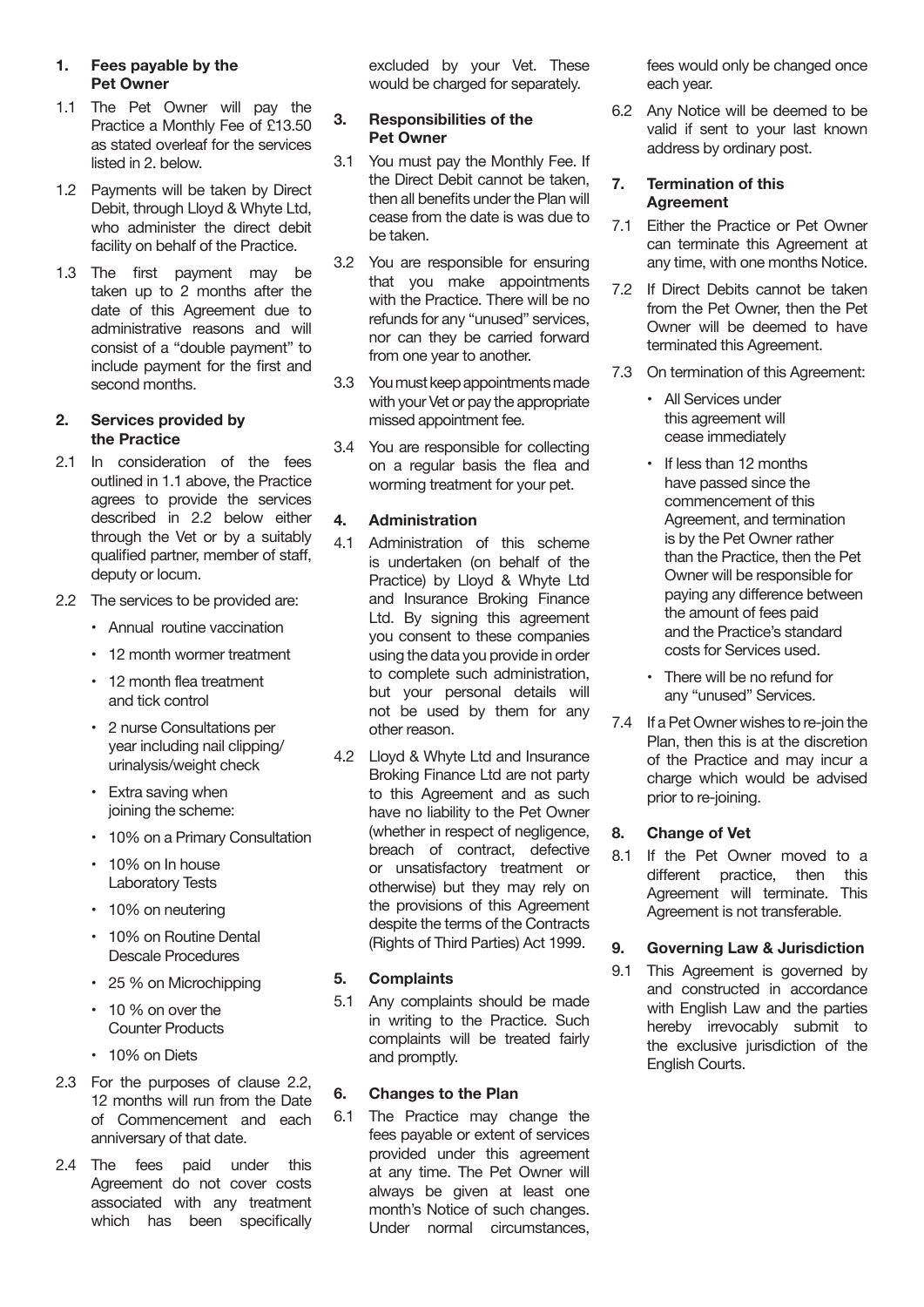## 1. Fees payable by the Pet Owner

1.1 The Pet Owner will pay the Practice a Monthly Fee of £13.50 as stated overleaf for the services listed in 2. below.

1.2 Payments will be taken by Direct Debit, through Lloyd & Whyte Ltd, who administer the direct debit facility on behalf of the Practice.

1.3 The first payment may be taken up to 2 months after the date of this Agreement due to administrative reasons and will consist of a "double payment" to include payment for the first and second months.

## 2. Services provided by the Practice

2.1 In consideration of the fees outlined in 1.1 above, the Practice agrees to provide the services described in 2.2 below either through the Vet or by a suitably qualified partner, member of staff, deputy or locum.

2.2 The services to be provided are:

- Annual routine vaccination
- 12 month wormer treatment
- 12 month flea treatment and tick control
- 2 nurse Consultations per year including nail clipping/ urinalysis/weight check
- Extra saving when joining the scheme:
- 10% on a Primary Consultation
- 10% on In house Laboratory Tests
- 10% on neutering
- 10% on Routine Dental Descale Procedures
- 25 % on Microchipping
- 10 % on over the Counter Products
- 10% on Diets

2.3 For the purposes of clause 2.2, 12 months will run from the Date of Commencement and each anniversary of that date.

2.4 The fees paid under this Agreement do not cover costs associated with any treatment which has been specifically excluded by your Vet. These would be charged for separately.

## 3. Responsibilities of the Pet Owner

3.1 You must pay the Monthly Fee. If the Direct Debit cannot be taken, then all benefits under the Plan will cease from the date is was due to be taken.

3.2 You are responsible for ensuring that you make appointments with the Practice. There will be no refunds for any "unused" services, nor can they be carried forward from one year to another.

3.3 You must keep appointments made with your Vet or pay the appropriate missed appointment fee.

3.4 You are responsible for collecting on a regular basis the flea and worming treatment for your pet.

## 4. Administration

4.1 Administration of this scheme is undertaken (on behalf of the Practice) by Lloyd & Whyte Ltd and Insurance Broking Finance Ltd. By signing this agreement you consent to these companies using the data you provide in order to complete such administration, but your personal details will not be used by them for any other reason.

4.2 Lloyd & Whyte Ltd and Insurance Broking Finance Ltd are not party to this Agreement and as such have no liability to the Pet Owner (whether in respect of negligence, breach of contract, defective or unsatisfactory treatment or otherwise) but they may rely on the provisions of this Agreement despite the terms of the Contracts (Rights of Third Parties) Act 1999.

## 5. Complaints

5.1 Any complaints should be made in writing to the Practice. Such complaints will be treated fairly and promptly.

## 6. Changes to the Plan

6.1 The Practice may change the fees payable or extent of services provided under this agreement at any time. The Pet Owner will always be given at least one month's Notice of such changes. Under normal circumstances, fees would only be changed once each year.

6.2 Any Notice will be deemed to be valid if sent to your last known address by ordinary post.

## 7. Termination of this Agreement

7.1 Either the Practice or Pet Owner can terminate this Agreement at any time, with one months Notice.

7.2 If Direct Debits cannot be taken from the Pet Owner, then the Pet Owner will be deemed to have terminated this Agreement.

7.3 On termination of this Agreement:

- All Services under this agreement will cease immediately
- If less than 12 months have passed since the commencement of this Agreement, and termination is by the Pet Owner rather than the Practice, then the Pet Owner will be responsible for paying any difference between the amount of fees paid and the Practice's standard costs for Services used.
- There will be no refund for any "unused" Services.

7.4 If a Pet Owner wishes to re-join the Plan, then this is at the discretion of the Practice and may incur a charge which would be advised prior to re-joining.

## 8. Change of Vet

8.1 If the Pet Owner moved to a different practice, then this Agreement will terminate. This Agreement is not transferable.

## 9. Governing Law & Jurisdiction

9.1 This Agreement is governed by and constructed in accordance with English Law and the parties hereby irrevocably submit to the exclusive jurisdiction of the English Courts.